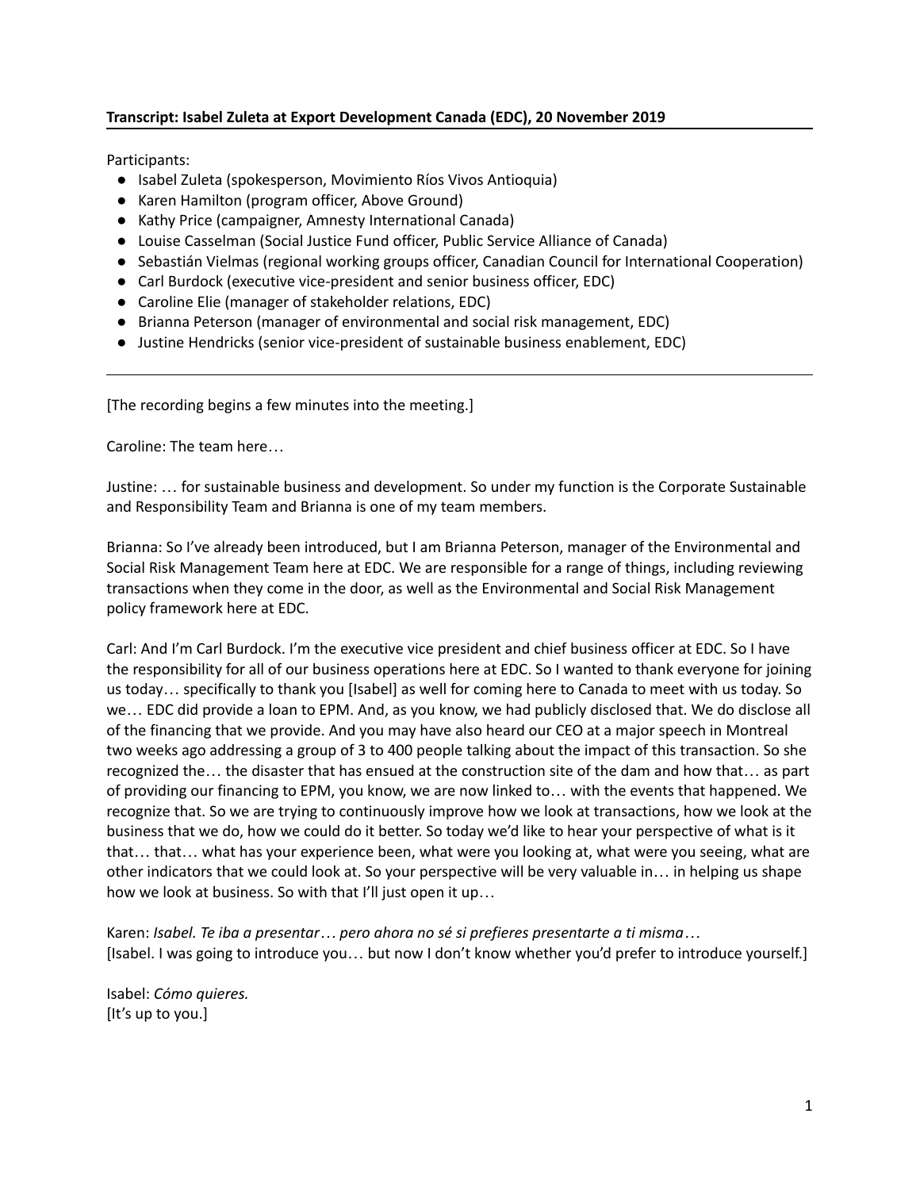**Transcript: Isabel Zuleta at Export Development Canada (EDC), 20 November 2019**

Participants:

- Isabel Zuleta (spokesperson, Movimiento Ríos Vivos Antioquia)
- Karen Hamilton (program officer, Above Ground)
- Kathy Price (campaigner, Amnesty International Canada)
- Louise Casselman (Social Justice Fund officer, Public Service Alliance of Canada)
- Sebastián Vielmas (regional working groups officer, Canadian Council for International Cooperation)
- Carl Burdock (executive vice-president and senior business officer, EDC)
- Caroline Elie (manager of stakeholder relations, EDC)
- Brianna Peterson (manager of environmental and social risk management, EDC)
- Justine Hendricks (senior vice-president of sustainable business enablement, EDC)

---

[The recording begins a few minutes into the meeting.]

Caroline: The team here…

Justine: … for sustainable business and development. So under my function is the Corporate Sustainable and Responsibility Team and Brianna is one of my team members.

Brianna: So I've already been introduced, but I am Brianna Peterson, manager of the Environmental and Social Risk Management Team here at EDC. We are responsible for a range of things, including reviewing transactions when they come in the door, as well as the Environmental and Social Risk Management policy framework here at EDC.

Carl: And I'm Carl Burdock. I'm the executive vice president and chief business officer at EDC. So I have the responsibility for all of our business operations here at EDC. So I wanted to thank everyone for joining us today… specifically to thank you [Isabel] as well for coming here to Canada to meet with us today. So we… EDC did provide a loan to EPM. And, as you know, we had publicly disclosed that. We do disclose all of the financing that we provide. And you may have also heard our CEO at a major speech in Montreal two weeks ago addressing a group of 3 to 400 people talking about the impact of this transaction. So she recognized the… the disaster that has ensued at the construction site of the dam and how that… as part of providing our financing to EPM, you know, we are now linked to… with the events that happened. We recognize that. So we are trying to continuously improve how we look at transactions, how we look at the business that we do, how we could do it better. So today we'd like to hear your perspective of what is it that… that… what has your experience been, what were you looking at, what were you seeing, what are other indicators that we could look at. So your perspective will be very valuable in… in helping us shape how we look at business. So with that I'll just open it up…

Karen: *Isabel. Te iba a presentar… pero ahora no sé si prefieres presentarte a ti misma…*
[Isabel. I was going to introduce you… but now I don't know whether you'd prefer to introduce yourself.]

Isabel: *Cómo quieres.*
[It's up to you.]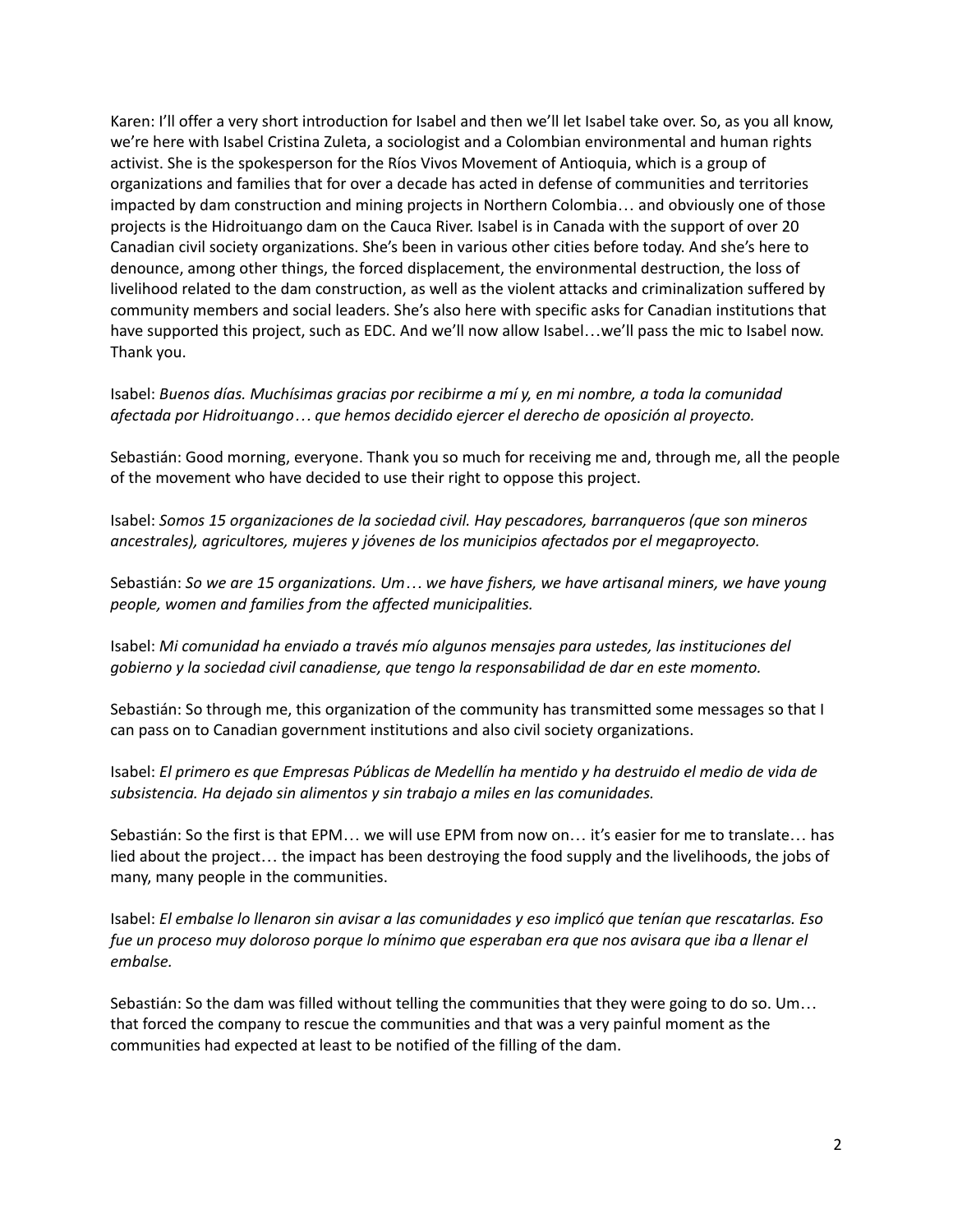Karen: I'll offer a very short introduction for Isabel and then we'll let Isabel take over. So, as you all know, we're here with Isabel Cristina Zuleta, a sociologist and a Colombian environmental and human rights activist. She is the spokesperson for the Ríos Vivos Movement of Antioquia, which is a group of organizations and families that for over a decade has acted in defense of communities and territories impacted by dam construction and mining projects in Northern Colombia… and obviously one of those projects is the Hidroituango dam on the Cauca River. Isabel is in Canada with the support of over 20 Canadian civil society organizations. She's been in various other cities before today. And she's here to denounce, among other things, the forced displacement, the environmental destruction, the loss of livelihood related to the dam construction, as well as the violent attacks and criminalization suffered by community members and social leaders. She's also here with specific asks for Canadian institutions that have supported this project, such as EDC. And we'll now allow Isabel…we'll pass the mic to Isabel now. Thank you.

Isabel: *Buenos días. Muchísimas gracias por recibirme a mí y, en mi nombre, a toda la comunidad afectada por Hidroituango… que hemos decidido ejercer el derecho de oposición al proyecto.*

Sebastián: Good morning, everyone. Thank you so much for receiving me and, through me, all the people of the movement who have decided to use their right to oppose this project.

Isabel: *Somos 15 organizaciones de la sociedad civil. Hay pescadores, barranqueros (que son mineros ancestrales), agricultores, mujeres y jóvenes de los municipios afectados por el megaproyecto.*

Sebastián: *So we are 15 organizations. Um… we have fishers, we have artisanal miners, we have young people, women and families from the affected municipalities.*

Isabel: *Mi comunidad ha enviado a través mío algunos mensajes para ustedes, las instituciones del gobierno y la sociedad civil canadiense, que tengo la responsabilidad de dar en este momento.*

Sebastián: So through me, this organization of the community has transmitted some messages so that I can pass on to Canadian government institutions and also civil society organizations.

Isabel: *El primero es que Empresas Públicas de Medellín ha mentido y ha destruido el medio de vida de subsistencia. Ha dejado sin alimentos y sin trabajo a miles en las comunidades.*

Sebastián: So the first is that EPM… we will use EPM from now on… it's easier for me to translate… has lied about the project… the impact has been destroying the food supply and the livelihoods, the jobs of many, many people in the communities.

Isabel: *El embalse lo llenaron sin avisar a las comunidades y eso implicó que tenían que rescatarlas. Eso fue un proceso muy doloroso porque lo mínimo que esperaban era que nos avisara que iba a llenar el embalse.*

Sebastián: So the dam was filled without telling the communities that they were going to do so. Um… that forced the company to rescue the communities and that was a very painful moment as the communities had expected at least to be notified of the filling of the dam.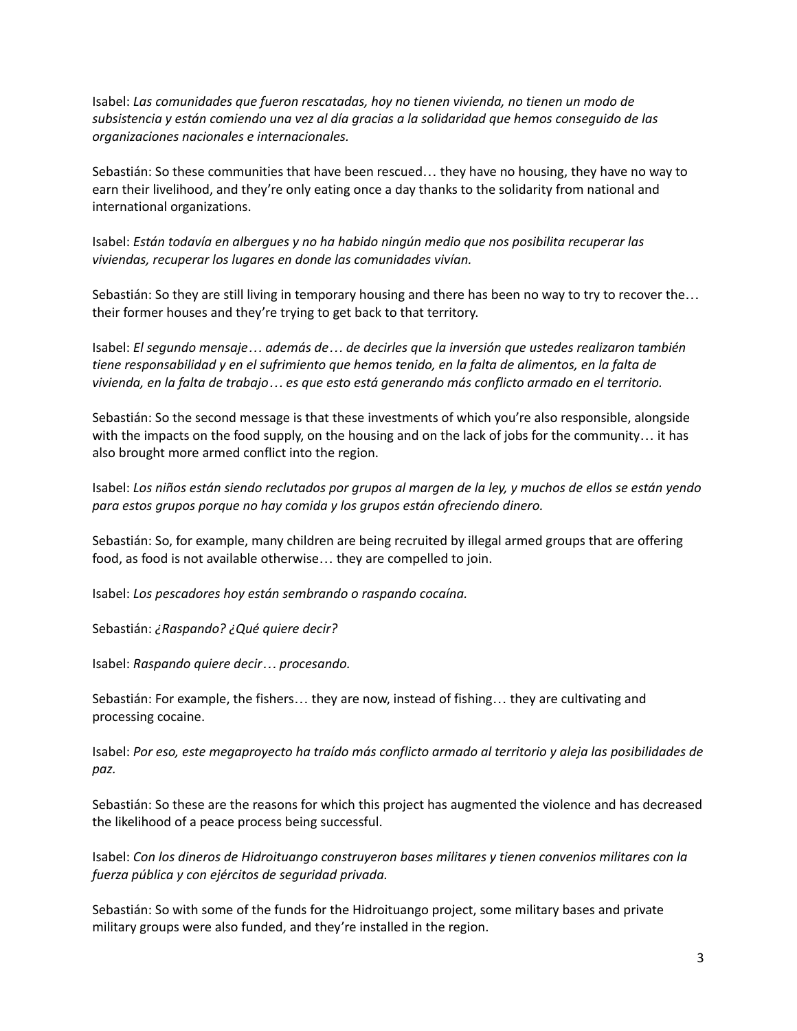Isabel: *Las comunidades que fueron rescatadas, hoy no tienen vivienda, no tienen un modo de subsistencia y están comiendo una vez al día gracias a la solidaridad que hemos conseguido de las organizaciones nacionales e internacionales.*

Sebastián: So these communities that have been rescued… they have no housing, they have no way to earn their livelihood, and they're only eating once a day thanks to the solidarity from national and international organizations.

Isabel: *Están todavía en albergues y no ha habido ningún medio que nos posibilita recuperar las viviendas, recuperar los lugares en donde las comunidades vivían.*

Sebastián: So they are still living in temporary housing and there has been no way to try to recover the… their former houses and they're trying to get back to that territory.

Isabel: *El segundo mensaje… además de… de decirles que la inversión que ustedes realizaron también tiene responsabilidad y en el sufrimiento que hemos tenido, en la falta de alimentos, en la falta de vivienda, en la falta de trabajo… es que esto está generando más conflicto armado en el territorio.*

Sebastián: So the second message is that these investments of which you're also responsible, alongside with the impacts on the food supply, on the housing and on the lack of jobs for the community… it has also brought more armed conflict into the region.

Isabel: *Los niños están siendo reclutados por grupos al margen de la ley, y muchos de ellos se están yendo para estos grupos porque no hay comida y los grupos están ofreciendo dinero.*

Sebastián: So, for example, many children are being recruited by illegal armed groups that are offering food, as food is not available otherwise… they are compelled to join.

Isabel: *Los pescadores hoy están sembrando o raspando cocaína.*

Sebastián: *¿Raspando? ¿Qué quiere decir?*

Isabel: *Raspando quiere decir… procesando.*

Sebastián: For example, the fishers… they are now, instead of fishing… they are cultivating and processing cocaine.

Isabel: *Por eso, este megaproyecto ha traído más conflicto armado al territorio y aleja las posibilidades de paz.*

Sebastián: So these are the reasons for which this project has augmented the violence and has decreased the likelihood of a peace process being successful.

Isabel: *Con los dineros de Hidroituango construyeron bases militares y tienen convenios militares con la fuerza pública y con ejércitos de seguridad privada.*

Sebastián: So with some of the funds for the Hidroituango project, some military bases and private military groups were also funded, and they're installed in the region.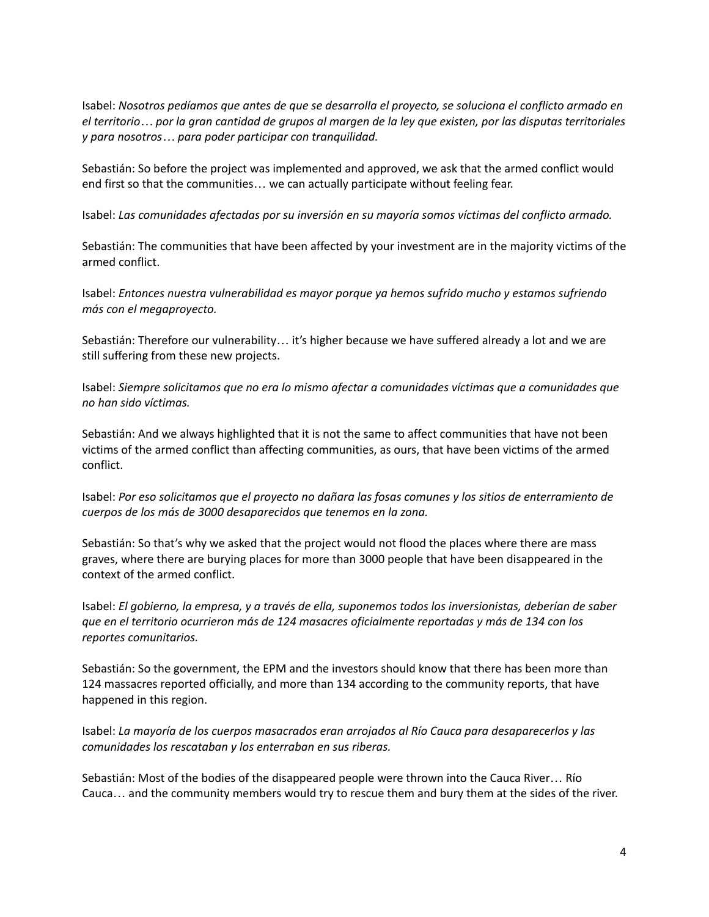Isabel: *Nosotros pedíamos que antes de que se desarrolla el proyecto, se soluciona el conflicto armado en el territorio… por la gran cantidad de grupos al margen de la ley que existen, por las disputas territoriales y para nosotros… para poder participar con tranquilidad.*

Sebastián: So before the project was implemented and approved, we ask that the armed conflict would end first so that the communities… we can actually participate without feeling fear.

Isabel: *Las comunidades afectadas por su inversión en su mayoría somos víctimas del conflicto armado.*

Sebastián: The communities that have been affected by your investment are in the majority victims of the armed conflict.

Isabel: *Entonces nuestra vulnerabilidad es mayor porque ya hemos sufrido mucho y estamos sufriendo más con el megaproyecto.*

Sebastián: Therefore our vulnerability… it's higher because we have suffered already a lot and we are still suffering from these new projects.

Isabel: *Siempre solicitamos que no era lo mismo afectar a comunidades víctimas que a comunidades que no han sido víctimas.*

Sebastián: And we always highlighted that it is not the same to affect communities that have not been victims of the armed conflict than affecting communities, as ours, that have been victims of the armed conflict.

Isabel: *Por eso solicitamos que el proyecto no dañara las fosas comunes y los sitios de enterramiento de cuerpos de los más de 3000 desaparecidos que tenemos en la zona.*

Sebastián: So that's why we asked that the project would not flood the places where there are mass graves, where there are burying places for more than 3000 people that have been disappeared in the context of the armed conflict.

Isabel: *El gobierno, la empresa, y a través de ella, suponemos todos los inversionistas, deberían de saber que en el territorio ocurrieron más de 124 masacres oficialmente reportadas y más de 134 con los reportes comunitarios.*

Sebastián: So the government, the EPM and the investors should know that there has been more than 124 massacres reported officially, and more than 134 according to the community reports, that have happened in this region.

Isabel: *La mayoría de los cuerpos masacrados eran arrojados al Río Cauca para desaparecerlos y las comunidades los rescataban y los enterraban en sus riberas.*

Sebastián: Most of the bodies of the disappeared people were thrown into the Cauca River… Río Cauca… and the community members would try to rescue them and bury them at the sides of the river.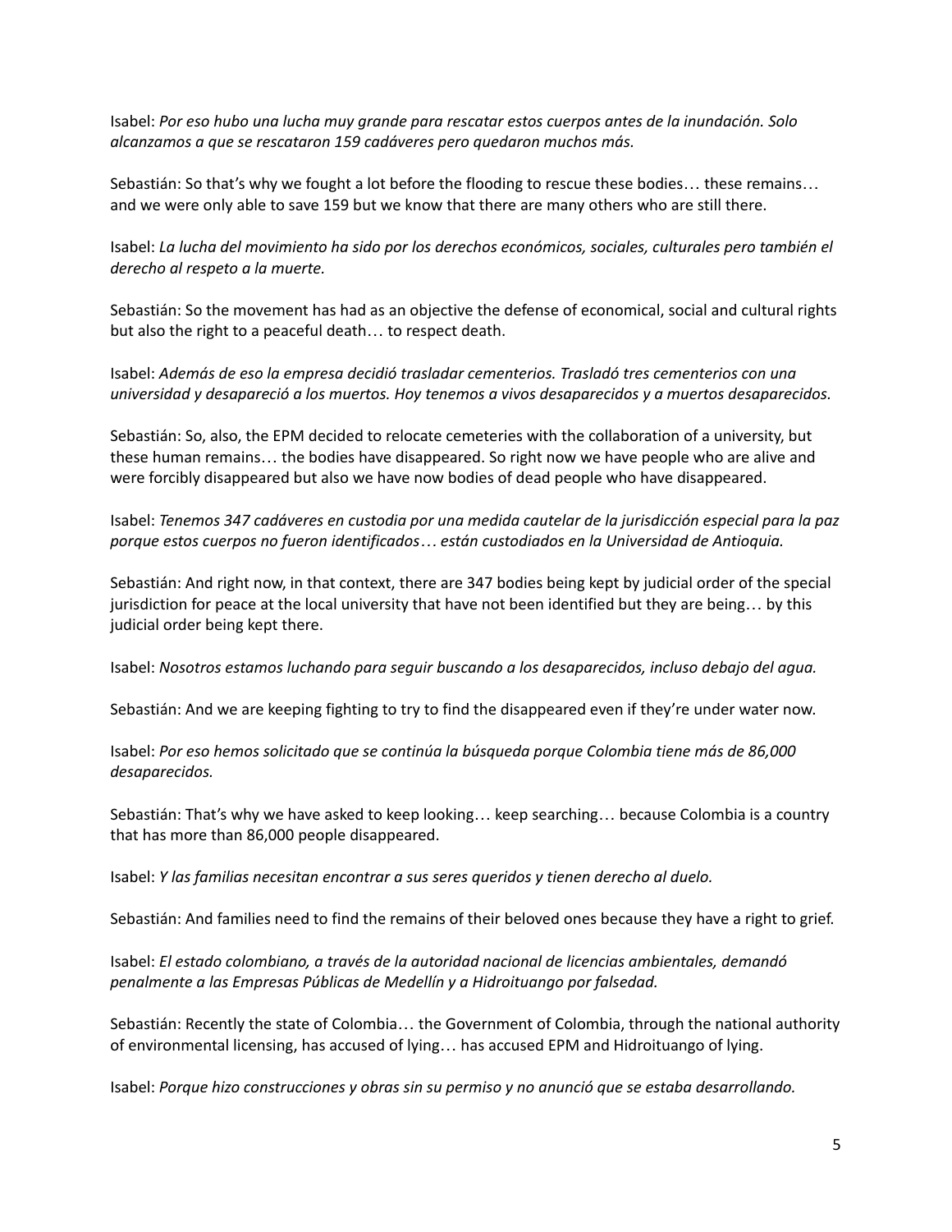Isabel: *Por eso hubo una lucha muy grande para rescatar estos cuerpos antes de la inundación. Solo alcanzamos a que se rescataron 159 cadáveres pero quedaron muchos más.*

Sebastián: So that's why we fought a lot before the flooding to rescue these bodies… these remains… and we were only able to save 159 but we know that there are many others who are still there.

Isabel: *La lucha del movimiento ha sido por los derechos económicos, sociales, culturales pero también el derecho al respeto a la muerte.*

Sebastián: So the movement has had as an objective the defense of economical, social and cultural rights but also the right to a peaceful death… to respect death.

Isabel: *Además de eso la empresa decidió trasladar cementerios. Trasladó tres cementerios con una universidad y desapareció a los muertos. Hoy tenemos a vivos desaparecidos y a muertos desaparecidos.*

Sebastián: So, also, the EPM decided to relocate cemeteries with the collaboration of a university, but these human remains… the bodies have disappeared. So right now we have people who are alive and were forcibly disappeared but also we have now bodies of dead people who have disappeared.

Isabel: *Tenemos 347 cadáveres en custodia por una medida cautelar de la jurisdicción especial para la paz porque estos cuerpos no fueron identificados… están custodiados en la Universidad de Antioquia.*

Sebastián: And right now, in that context, there are 347 bodies being kept by judicial order of the special jurisdiction for peace at the local university that have not been identified but they are being… by this judicial order being kept there.

Isabel: *Nosotros estamos luchando para seguir buscando a los desaparecidos, incluso debajo del agua.*

Sebastián: And we are keeping fighting to try to find the disappeared even if they're under water now.

Isabel: *Por eso hemos solicitado que se continúa la búsqueda porque Colombia tiene más de 86,000 desaparecidos.*

Sebastián: That's why we have asked to keep looking… keep searching… because Colombia is a country that has more than 86,000 people disappeared.

Isabel: *Y las familias necesitan encontrar a sus seres queridos y tienen derecho al duelo.*

Sebastián: And families need to find the remains of their beloved ones because they have a right to grief.

Isabel: *El estado colombiano, a través de la autoridad nacional de licencias ambientales, demandó penalmente a las Empresas Públicas de Medellín y a Hidroituango por falsedad.*

Sebastián: Recently the state of Colombia… the Government of Colombia, through the national authority of environmental licensing, has accused of lying… has accused EPM and Hidroituango of lying.

Isabel: *Porque hizo construcciones y obras sin su permiso y no anunció que se estaba desarrollando.*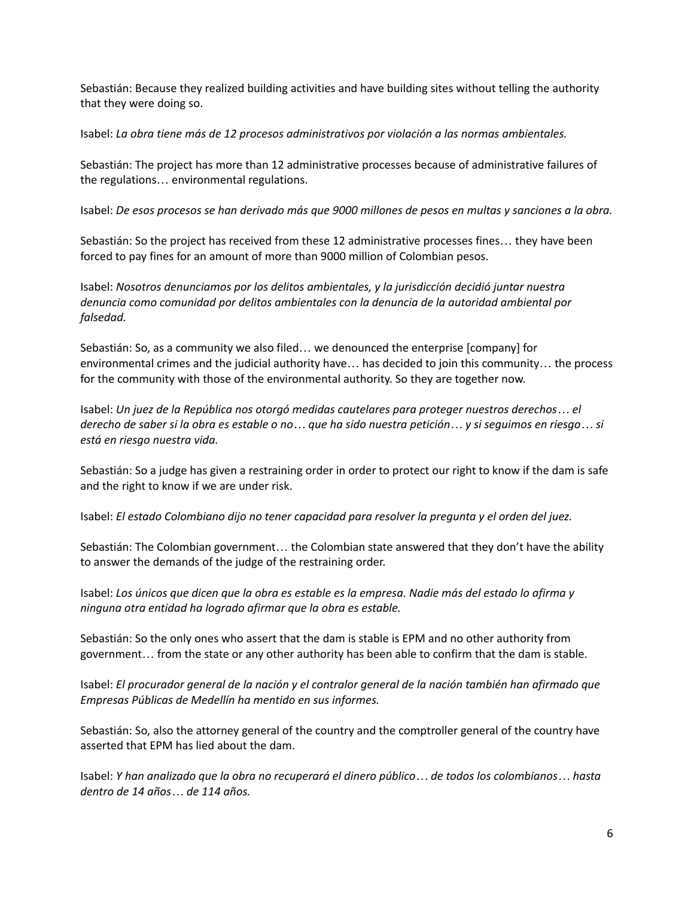Sebastián: Because they realized building activities and have building sites without telling the authority that they were doing so.

Isabel: *La obra tiene más de 12 procesos administrativos por violación a las normas ambientales.*

Sebastián: The project has more than 12 administrative processes because of administrative failures of the regulations… environmental regulations.

Isabel: *De esos procesos se han derivado más que 9000 millones de pesos en multas y sanciones a la obra.*

Sebastián: So the project has received from these 12 administrative processes fines… they have been forced to pay fines for an amount of more than 9000 million of Colombian pesos.

Isabel: *Nosotros denunciamos por los delitos ambientales, y la jurisdicción decidió juntar nuestra denuncia como comunidad por delitos ambientales con la denuncia de la autoridad ambiental por falsedad.*

Sebastián: So, as a community we also filed… we denounced the enterprise [company] for environmental crimes and the judicial authority have… has decided to join this community… the process for the community with those of the environmental authority. So they are together now.

Isabel: *Un juez de la República nos otorgó medidas cautelares para proteger nuestros derechos… el derecho de saber si la obra es estable o no… que ha sido nuestra petición… y si seguimos en riesgo… si está en riesgo nuestra vida.*

Sebastián: So a judge has given a restraining order in order to protect our right to know if the dam is safe and the right to know if we are under risk.

Isabel: *El estado Colombiano dijo no tener capacidad para resolver la pregunta y el orden del juez.*

Sebastián: The Colombian government… the Colombian state answered that they don't have the ability to answer the demands of the judge of the restraining order.

Isabel: *Los únicos que dicen que la obra es estable es la empresa. Nadie más del estado lo afirma y ninguna otra entidad ha logrado afirmar que la obra es estable.*

Sebastián: So the only ones who assert that the dam is stable is EPM and no other authority from government… from the state or any other authority has been able to confirm that the dam is stable.

Isabel: *El procurador general de la nación y el contralor general de la nación también han afirmado que Empresas Públicas de Medellín ha mentido en sus informes.*

Sebastián: So, also the attorney general of the country and the comptroller general of the country have asserted that EPM has lied about the dam.

Isabel: *Y han analizado que la obra no recuperará el dinero público… de todos los colombianos… hasta dentro de 14 años… de 114 años.*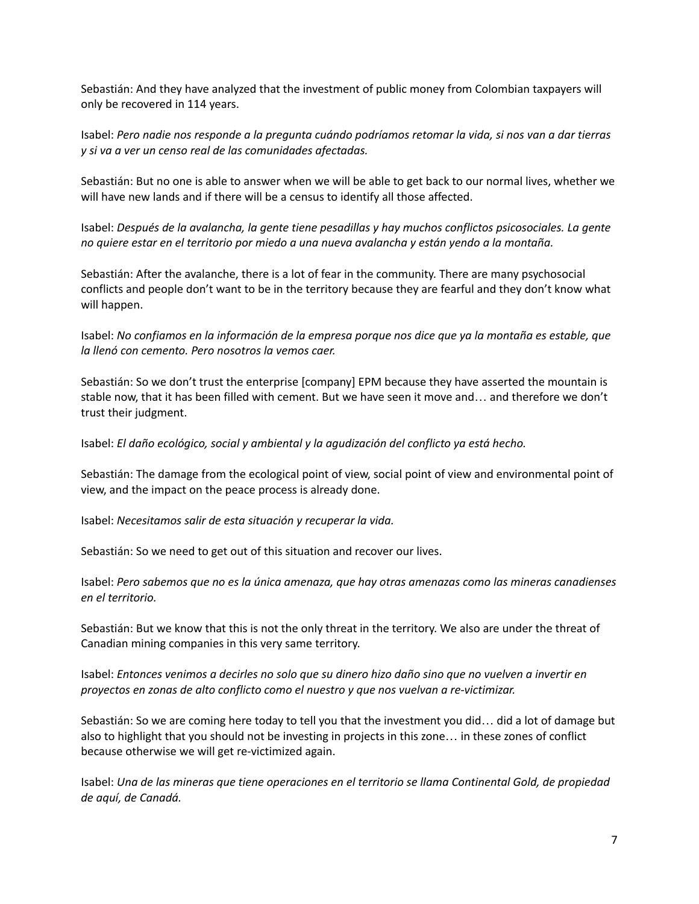Sebastián: And they have analyzed that the investment of public money from Colombian taxpayers will only be recovered in 114 years.

Isabel: *Pero nadie nos responde a la pregunta cuándo podríamos retomar la vida, si nos van a dar tierras y si va a ver un censo real de las comunidades afectadas.*

Sebastián: But no one is able to answer when we will be able to get back to our normal lives, whether we will have new lands and if there will be a census to identify all those affected.

Isabel: *Después de la avalancha, la gente tiene pesadillas y hay muchos conflictos psicosociales. La gente no quiere estar en el territorio por miedo a una nueva avalancha y están yendo a la montaña.*

Sebastián: After the avalanche, there is a lot of fear in the community. There are many psychosocial conflicts and people don't want to be in the territory because they are fearful and they don't know what will happen.

Isabel: *No confiamos en la información de la empresa porque nos dice que ya la montaña es estable, que la llenó con cemento. Pero nosotros la vemos caer.*

Sebastián: So we don't trust the enterprise [company] EPM because they have asserted the mountain is stable now, that it has been filled with cement. But we have seen it move and… and therefore we don't trust their judgment.

Isabel: *El daño ecológico, social y ambiental y la agudización del conflicto ya está hecho.*

Sebastián: The damage from the ecological point of view, social point of view and environmental point of view, and the impact on the peace process is already done.

Isabel: *Necesitamos salir de esta situación y recuperar la vida.*

Sebastián: So we need to get out of this situation and recover our lives.

Isabel: *Pero sabemos que no es la única amenaza, que hay otras amenazas como las mineras canadienses en el territorio.*

Sebastián: But we know that this is not the only threat in the territory. We also are under the threat of Canadian mining companies in this very same territory.

Isabel: *Entonces venimos a decirles no solo que su dinero hizo daño sino que no vuelven a invertir en proyectos en zonas de alto conflicto como el nuestro y que nos vuelvan a re-victimizar.*

Sebastián: So we are coming here today to tell you that the investment you did… did a lot of damage but also to highlight that you should not be investing in projects in this zone… in these zones of conflict because otherwise we will get re-victimized again.

Isabel: *Una de las mineras que tiene operaciones en el territorio se llama Continental Gold, de propiedad de aquí, de Canadá.*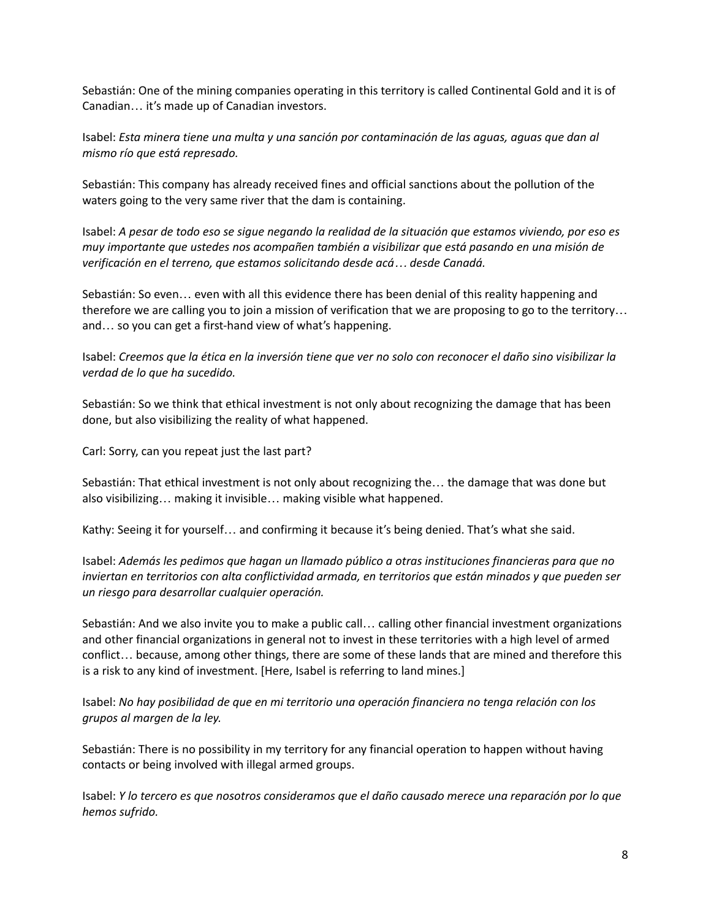Sebastián: One of the mining companies operating in this territory is called Continental Gold and it is of Canadian… it's made up of Canadian investors.

Isabel: *Esta minera tiene una multa y una sanción por contaminación de las aguas, aguas que dan al mismo río que está represado.*

Sebastián: This company has already received fines and official sanctions about the pollution of the waters going to the very same river that the dam is containing.

Isabel: *A pesar de todo eso se sigue negando la realidad de la situación que estamos viviendo, por eso es muy importante que ustedes nos acompañen también a visibilizar que está pasando en una misión de verificación en el terreno, que estamos solicitando desde acá… desde Canadá.*

Sebastián: So even… even with all this evidence there has been denial of this reality happening and therefore we are calling you to join a mission of verification that we are proposing to go to the territory… and… so you can get a first-hand view of what's happening.

Isabel: *Creemos que la ética en la inversión tiene que ver no solo con reconocer el daño sino visibilizar la verdad de lo que ha sucedido.*

Sebastián: So we think that ethical investment is not only about recognizing the damage that has been done, but also visibilizing the reality of what happened.

Carl: Sorry, can you repeat just the last part?

Sebastián: That ethical investment is not only about recognizing the… the damage that was done but also visibilizing… making it invisible… making visible what happened.

Kathy: Seeing it for yourself… and confirming it because it's being denied. That's what she said.

Isabel: *Además les pedimos que hagan un llamado público a otras instituciones financieras para que no inviertan en territorios con alta conflictividad armada, en territorios que están minados y que pueden ser un riesgo para desarrollar cualquier operación.*

Sebastián: And we also invite you to make a public call… calling other financial investment organizations and other financial organizations in general not to invest in these territories with a high level of armed conflict… because, among other things, there are some of these lands that are mined and therefore this is a risk to any kind of investment. [Here, Isabel is referring to land mines.]

Isabel: *No hay posibilidad de que en mi territorio una operación financiera no tenga relación con los grupos al margen de la ley.*

Sebastián: There is no possibility in my territory for any financial operation to happen without having contacts or being involved with illegal armed groups.

Isabel: *Y lo tercero es que nosotros consideramos que el daño causado merece una reparación por lo que hemos sufrido.*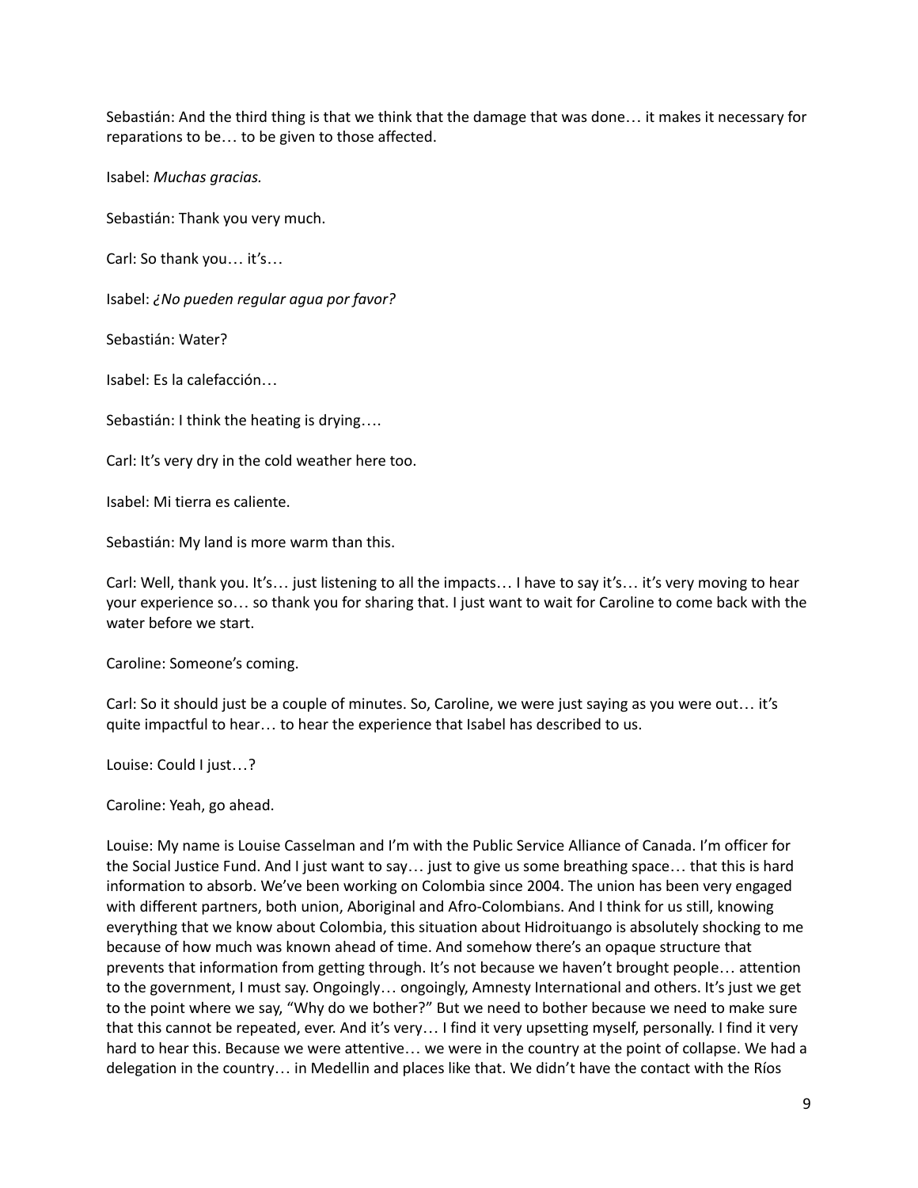Sebastián: And the third thing is that we think that the damage that was done… it makes it necessary for reparations to be… to be given to those affected.

Isabel: *Muchas gracias.*

Sebastián: Thank you very much.

Carl: So thank you… it's…

Isabel: *¿No pueden regular agua por favor?*

Sebastián: Water?

Isabel: Es la calefacción…

Sebastián: I think the heating is drying….

Carl: It's very dry in the cold weather here too.

Isabel: Mi tierra es caliente.

Sebastián: My land is more warm than this.

Carl: Well, thank you. It's… just listening to all the impacts… I have to say it's… it's very moving to hear your experience so… so thank you for sharing that. I just want to wait for Caroline to come back with the water before we start.

Caroline: Someone's coming.

Carl: So it should just be a couple of minutes. So, Caroline, we were just saying as you were out… it's quite impactful to hear… to hear the experience that Isabel has described to us.

Louise: Could I just…?

Caroline: Yeah, go ahead.

Louise: My name is Louise Casselman and I'm with the Public Service Alliance of Canada. I'm officer for the Social Justice Fund. And I just want to say… just to give us some breathing space… that this is hard information to absorb. We've been working on Colombia since 2004. The union has been very engaged with different partners, both union, Aboriginal and Afro-Colombians. And I think for us still, knowing everything that we know about Colombia, this situation about Hidroituango is absolutely shocking to me because of how much was known ahead of time. And somehow there's an opaque structure that prevents that information from getting through. It's not because we haven't brought people… attention to the government, I must say. Ongoingly… ongoingly, Amnesty International and others. It's just we get to the point where we say, "Why do we bother?" But we need to bother because we need to make sure that this cannot be repeated, ever. And it's very… I find it very upsetting myself, personally. I find it very hard to hear this. Because we were attentive… we were in the country at the point of collapse. We had a delegation in the country… in Medellin and places like that. We didn't have the contact with the Ríos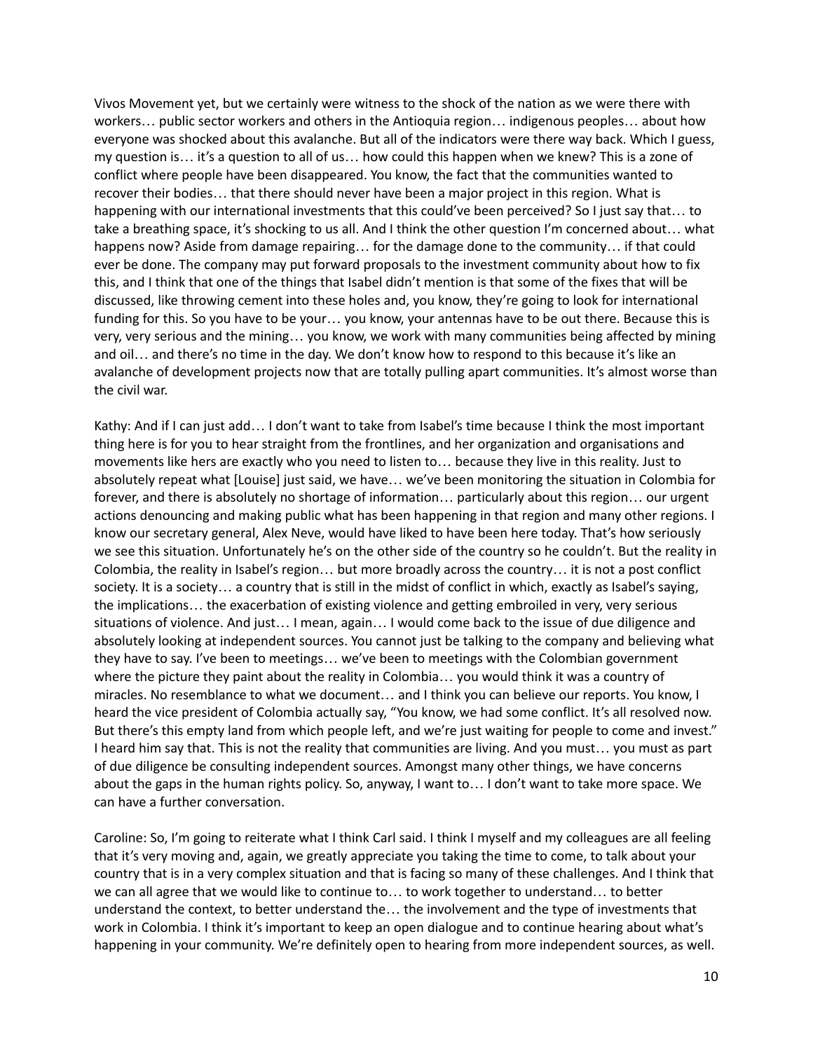Vivos Movement yet, but we certainly were witness to the shock of the nation as we were there with workers… public sector workers and others in the Antioquia region… indigenous peoples… about how everyone was shocked about this avalanche. But all of the indicators were there way back. Which I guess, my question is… it's a question to all of us… how could this happen when we knew? This is a zone of conflict where people have been disappeared. You know, the fact that the communities wanted to recover their bodies… that there should never have been a major project in this region. What is happening with our international investments that this could've been perceived? So I just say that… to take a breathing space, it's shocking to us all. And I think the other question I'm concerned about… what happens now? Aside from damage repairing… for the damage done to the community… if that could ever be done. The company may put forward proposals to the investment community about how to fix this, and I think that one of the things that Isabel didn't mention is that some of the fixes that will be discussed, like throwing cement into these holes and, you know, they're going to look for international funding for this. So you have to be your… you know, your antennas have to be out there. Because this is very, very serious and the mining… you know, we work with many communities being affected by mining and oil… and there's no time in the day. We don't know how to respond to this because it's like an avalanche of development projects now that are totally pulling apart communities. It's almost worse than the civil war.

Kathy: And if I can just add… I don't want to take from Isabel's time because I think the most important thing here is for you to hear straight from the frontlines, and her organization and organisations and movements like hers are exactly who you need to listen to… because they live in this reality. Just to absolutely repeat what [Louise] just said, we have… we've been monitoring the situation in Colombia for forever, and there is absolutely no shortage of information… particularly about this region… our urgent actions denouncing and making public what has been happening in that region and many other regions. I know our secretary general, Alex Neve, would have liked to have been here today. That's how seriously we see this situation. Unfortunately he's on the other side of the country so he couldn't. But the reality in Colombia, the reality in Isabel's region… but more broadly across the country… it is not a post conflict society. It is a society… a country that is still in the midst of conflict in which, exactly as Isabel's saying, the implications… the exacerbation of existing violence and getting embroiled in very, very serious situations of violence. And just… I mean, again… I would come back to the issue of due diligence and absolutely looking at independent sources. You cannot just be talking to the company and believing what they have to say. I've been to meetings… we've been to meetings with the Colombian government where the picture they paint about the reality in Colombia… you would think it was a country of miracles. No resemblance to what we document… and I think you can believe our reports. You know, I heard the vice president of Colombia actually say, "You know, we had some conflict. It's all resolved now. But there's this empty land from which people left, and we're just waiting for people to come and invest." I heard him say that. This is not the reality that communities are living. And you must… you must as part of due diligence be consulting independent sources. Amongst many other things, we have concerns about the gaps in the human rights policy. So, anyway, I want to… I don't want to take more space. We can have a further conversation.

Caroline: So, I'm going to reiterate what I think Carl said. I think I myself and my colleagues are all feeling that it's very moving and, again, we greatly appreciate you taking the time to come, to talk about your country that is in a very complex situation and that is facing so many of these challenges. And I think that we can all agree that we would like to continue to… to work together to understand… to better understand the context, to better understand the… the involvement and the type of investments that work in Colombia. I think it's important to keep an open dialogue and to continue hearing about what's happening in your community. We're definitely open to hearing from more independent sources, as well.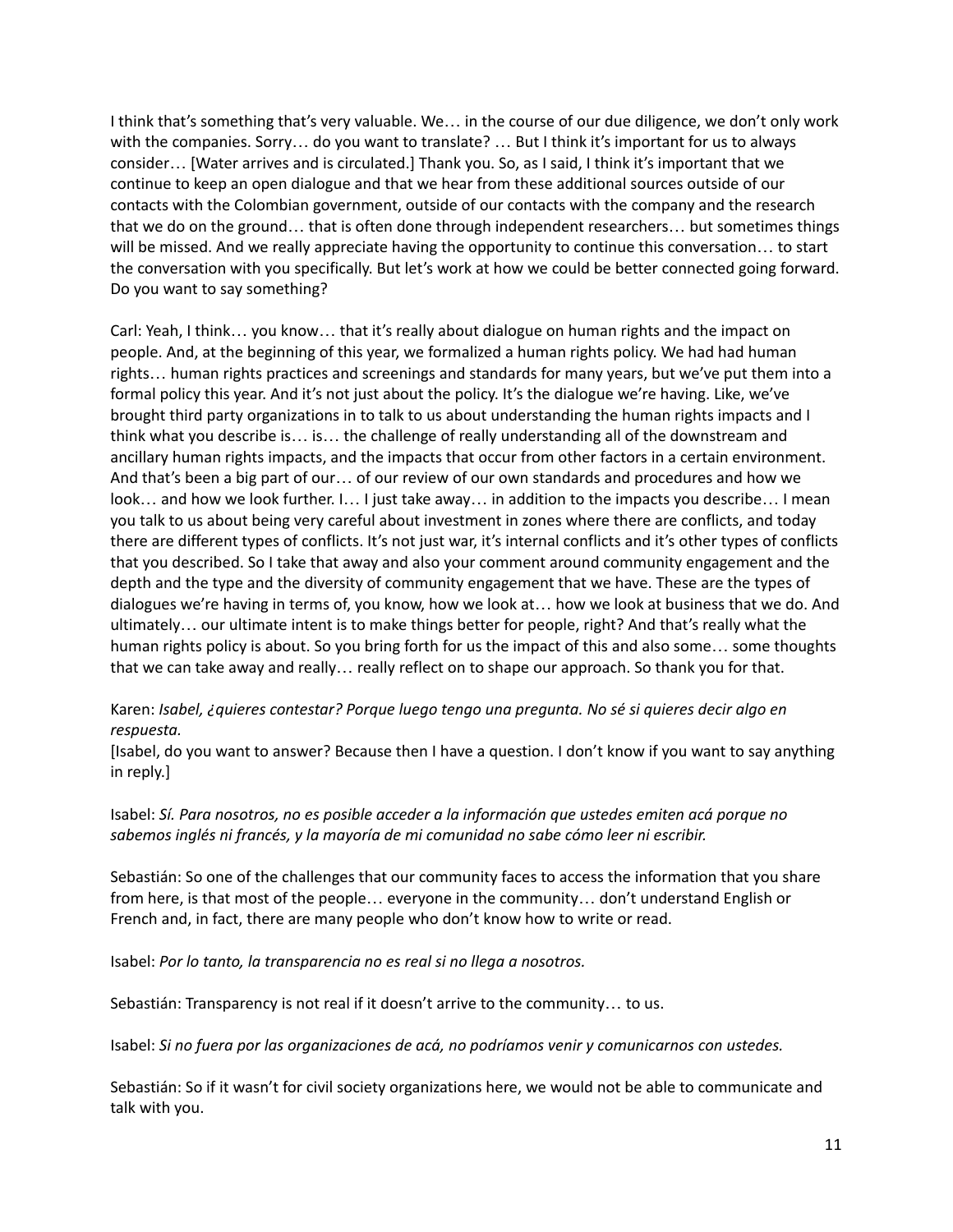I think that's something that's very valuable. We… in the course of our due diligence, we don't only work with the companies. Sorry… do you want to translate? … But I think it's important for us to always consider… [Water arrives and is circulated.] Thank you. So, as I said, I think it's important that we continue to keep an open dialogue and that we hear from these additional sources outside of our contacts with the Colombian government, outside of our contacts with the company and the research that we do on the ground… that is often done through independent researchers… but sometimes things will be missed. And we really appreciate having the opportunity to continue this conversation… to start the conversation with you specifically. But let's work at how we could be better connected going forward. Do you want to say something?

Carl: Yeah, I think… you know… that it's really about dialogue on human rights and the impact on people. And, at the beginning of this year, we formalized a human rights policy. We had had human rights… human rights practices and screenings and standards for many years, but we've put them into a formal policy this year. And it's not just about the policy. It's the dialogue we're having. Like, we've brought third party organizations in to talk to us about understanding the human rights impacts and I think what you describe is… is… the challenge of really understanding all of the downstream and ancillary human rights impacts, and the impacts that occur from other factors in a certain environment. And that's been a big part of our… of our review of our own standards and procedures and how we look… and how we look further. I… I just take away… in addition to the impacts you describe… I mean you talk to us about being very careful about investment in zones where there are conflicts, and today there are different types of conflicts. It's not just war, it's internal conflicts and it's other types of conflicts that you described. So I take that away and also your comment around community engagement and the depth and the type and the diversity of community engagement that we have. These are the types of dialogues we're having in terms of, you know, how we look at… how we look at business that we do. And ultimately… our ultimate intent is to make things better for people, right? And that's really what the human rights policy is about. So you bring forth for us the impact of this and also some… some thoughts that we can take away and really… really reflect on to shape our approach. So thank you for that.

Karen: *Isabel, ¿quieres contestar? Porque luego tengo una pregunta. No sé si quieres decir algo en respuesta.*
[Isabel, do you want to answer? Because then I have a question. I don't know if you want to say anything in reply.]

Isabel: *Sí. Para nosotros, no es posible acceder a la información que ustedes emiten acá porque no sabemos inglés ni francés, y la mayoría de mi comunidad no sabe cómo leer ni escribir.*

Sebastián: So one of the challenges that our community faces to access the information that you share from here, is that most of the people… everyone in the community… don't understand English or French and, in fact, there are many people who don't know how to write or read.

Isabel: *Por lo tanto, la transparencia no es real si no llega a nosotros.*

Sebastián: Transparency is not real if it doesn't arrive to the community… to us.

Isabel: *Si no fuera por las organizaciones de acá, no podríamos venir y comunicarnos con ustedes.*

Sebastián: So if it wasn't for civil society organizations here, we would not be able to communicate and talk with you.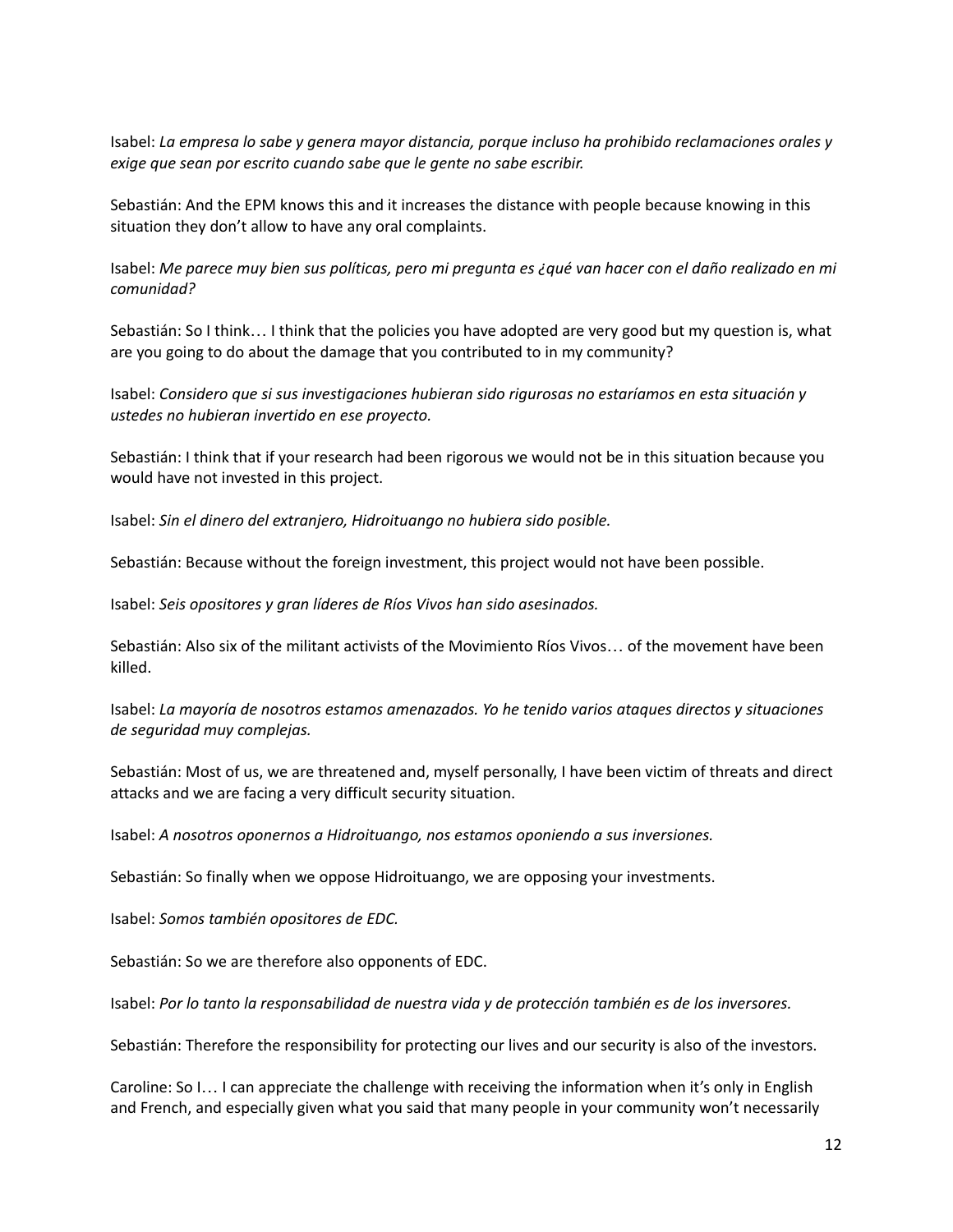Isabel: *La empresa lo sabe y genera mayor distancia, porque incluso ha prohibido reclamaciones orales y exige que sean por escrito cuando sabe que le gente no sabe escribir.*

Sebastián: And the EPM knows this and it increases the distance with people because knowing in this situation they don't allow to have any oral complaints.

Isabel: *Me parece muy bien sus políticas, pero mi pregunta es ¿qué van hacer con el daño realizado en mi comunidad?*

Sebastián: So I think… I think that the policies you have adopted are very good but my question is, what are you going to do about the damage that you contributed to in my community?

Isabel: *Considero que si sus investigaciones hubieran sido rigurosas no estaríamos en esta situación y ustedes no hubieran invertido en ese proyecto.*

Sebastián: I think that if your research had been rigorous we would not be in this situation because you would have not invested in this project.

Isabel: *Sin el dinero del extranjero, Hidroituango no hubiera sido posible.*

Sebastián: Because without the foreign investment, this project would not have been possible.

Isabel: *Seis opositores y gran líderes de Ríos Vivos han sido asesinados.*

Sebastián: Also six of the militant activists of the Movimiento Ríos Vivos… of the movement have been killed.

Isabel: *La mayoría de nosotros estamos amenazados. Yo he tenido varios ataques directos y situaciones de seguridad muy complejas.*

Sebastián: Most of us, we are threatened and, myself personally, I have been victim of threats and direct attacks and we are facing a very difficult security situation.

Isabel: *A nosotros oponernos a Hidroituango, nos estamos oponiendo a sus inversiones.*

Sebastián: So finally when we oppose Hidroituango, we are opposing your investments.

Isabel: *Somos también opositores de EDC.*

Sebastián: So we are therefore also opponents of EDC.

Isabel: *Por lo tanto la responsabilidad de nuestra vida y de protección también es de los inversores.*

Sebastián: Therefore the responsibility for protecting our lives and our security is also of the investors.

Caroline: So I… I can appreciate the challenge with receiving the information when it's only in English and French, and especially given what you said that many people in your community won't necessarily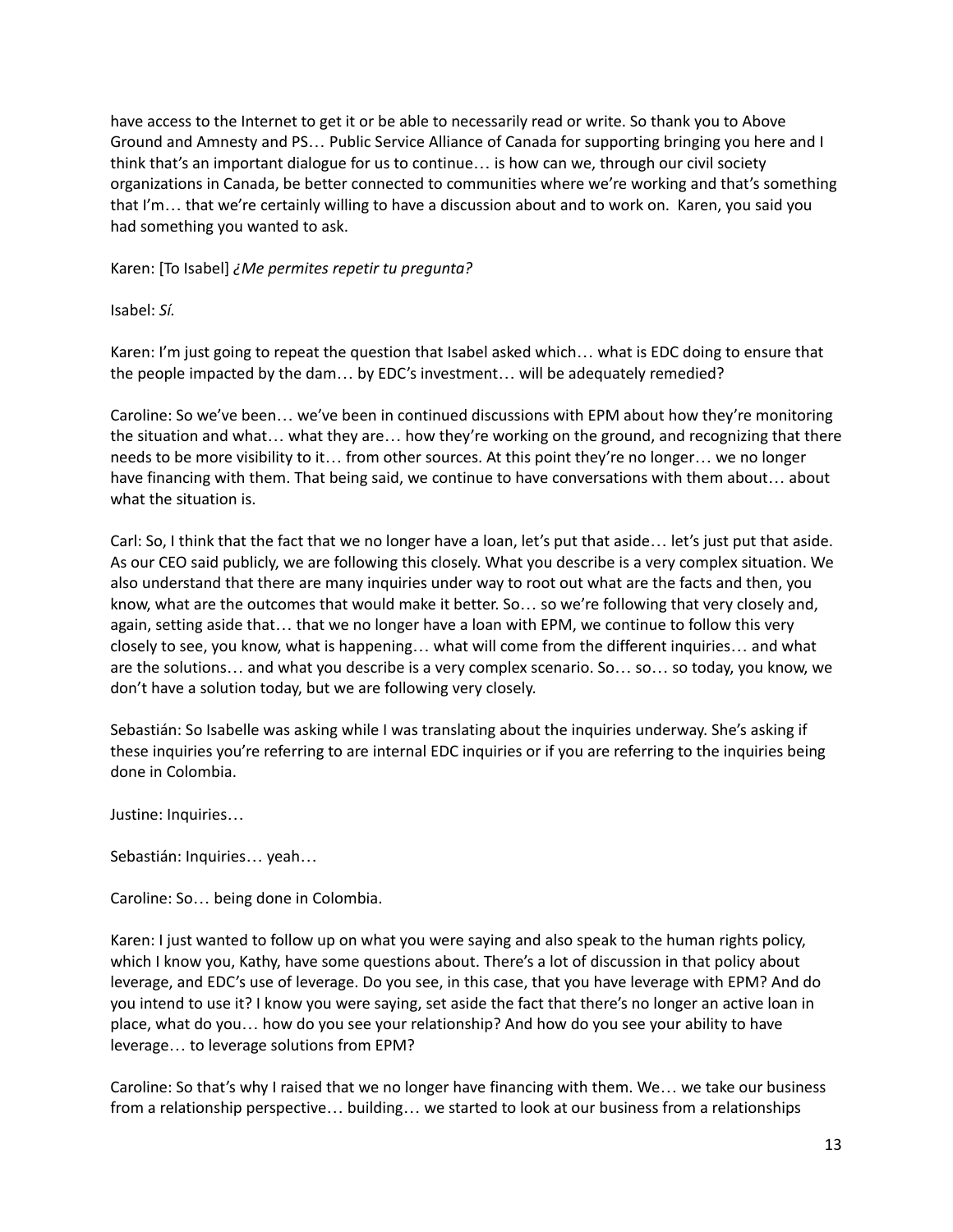have access to the Internet to get it or be able to necessarily read or write. So thank you to Above Ground and Amnesty and PS… Public Service Alliance of Canada for supporting bringing you here and I think that's an important dialogue for us to continue… is how can we, through our civil society organizations in Canada, be better connected to communities where we're working and that's something that I'm… that we're certainly willing to have a discussion about and to work on. Karen, you said you had something you wanted to ask.

Karen: [To Isabel] *¿Me permites repetir tu pregunta?*

Isabel: *Sí.*

Karen: I'm just going to repeat the question that Isabel asked which… what is EDC doing to ensure that the people impacted by the dam… by EDC's investment… will be adequately remedied?

Caroline: So we've been… we've been in continued discussions with EPM about how they're monitoring the situation and what… what they are… how they're working on the ground, and recognizing that there needs to be more visibility to it… from other sources. At this point they're no longer… we no longer have financing with them. That being said, we continue to have conversations with them about… about what the situation is.

Carl: So, I think that the fact that we no longer have a loan, let's put that aside… let's just put that aside. As our CEO said publicly, we are following this closely. What you describe is a very complex situation. We also understand that there are many inquiries under way to root out what are the facts and then, you know, what are the outcomes that would make it better. So… so we're following that very closely and, again, setting aside that… that we no longer have a loan with EPM, we continue to follow this very closely to see, you know, what is happening… what will come from the different inquiries… and what are the solutions… and what you describe is a very complex scenario. So… so… so today, you know, we don't have a solution today, but we are following very closely.

Sebastián: So Isabelle was asking while I was translating about the inquiries underway. She's asking if these inquiries you're referring to are internal EDC inquiries or if you are referring to the inquiries being done in Colombia.

Justine: Inquiries…

Sebastián: Inquiries… yeah…

Caroline: So… being done in Colombia.

Karen: I just wanted to follow up on what you were saying and also speak to the human rights policy, which I know you, Kathy, have some questions about. There's a lot of discussion in that policy about leverage, and EDC's use of leverage. Do you see, in this case, that you have leverage with EPM? And do you intend to use it? I know you were saying, set aside the fact that there's no longer an active loan in place, what do you… how do you see your relationship? And how do you see your ability to have leverage… to leverage solutions from EPM?

Caroline: So that's why I raised that we no longer have financing with them. We… we take our business from a relationship perspective… building… we started to look at our business from a relationships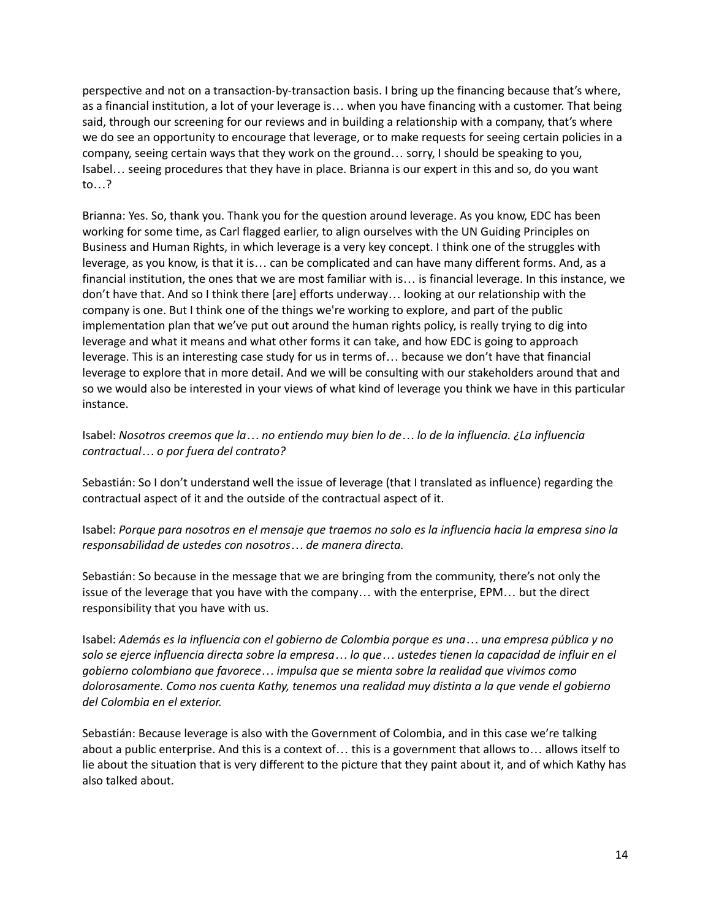perspective and not on a transaction-by-transaction basis. I bring up the financing because that's where, as a financial institution, a lot of your leverage is… when you have financing with a customer. That being said, through our screening for our reviews and in building a relationship with a company, that's where we do see an opportunity to encourage that leverage, or to make requests for seeing certain policies in a company, seeing certain ways that they work on the ground… sorry, I should be speaking to you, Isabel… seeing procedures that they have in place. Brianna is our expert in this and so, do you want to…?

Brianna: Yes. So, thank you. Thank you for the question around leverage. As you know, EDC has been working for some time, as Carl flagged earlier, to align ourselves with the UN Guiding Principles on Business and Human Rights, in which leverage is a very key concept. I think one of the struggles with leverage, as you know, is that it is… can be complicated and can have many different forms. And, as a financial institution, the ones that we are most familiar with is… is financial leverage. In this instance, we don't have that. And so I think there [are] efforts underway… looking at our relationship with the company is one. But I think one of the things we're working to explore, and part of the public implementation plan that we've put out around the human rights policy, is really trying to dig into leverage and what it means and what other forms it can take, and how EDC is going to approach leverage. This is an interesting case study for us in terms of… because we don't have that financial leverage to explore that in more detail. And we will be consulting with our stakeholders around that and so we would also be interested in your views of what kind of leverage you think we have in this particular instance.

Isabel: *Nosotros creemos que la… no entiendo muy bien lo de… lo de la influencia. ¿La influencia contractual… o por fuera del contrato?*

Sebastián: So I don't understand well the issue of leverage (that I translated as influence) regarding the contractual aspect of it and the outside of the contractual aspect of it.

Isabel: *Porque para nosotros en el mensaje que traemos no solo es la influencia hacia la empresa sino la responsabilidad de ustedes con nosotros… de manera directa.*

Sebastián: So because in the message that we are bringing from the community, there's not only the issue of the leverage that you have with the company… with the enterprise, EPM… but the direct responsibility that you have with us.

Isabel: *Además es la influencia con el gobierno de Colombia porque es una… una empresa pública y no solo se ejerce influencia directa sobre la empresa… lo que… ustedes tienen la capacidad de influir en el gobierno colombiano que favorece… impulsa que se mienta sobre la realidad que vivimos como dolorosamente. Como nos cuenta Kathy, tenemos una realidad muy distinta a la que vende el gobierno del Colombia en el exterior.*

Sebastián: Because leverage is also with the Government of Colombia, and in this case we're talking about a public enterprise. And this is a context of… this is a government that allows to… allows itself to lie about the situation that is very different to the picture that they paint about it, and of which Kathy has also talked about.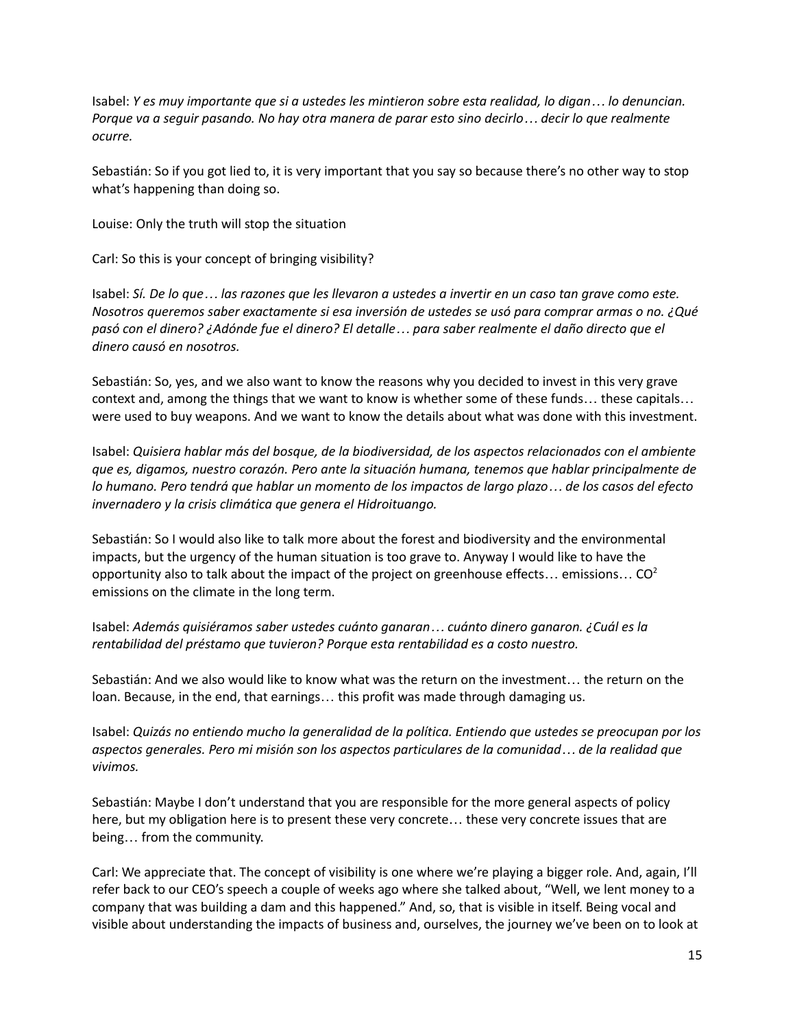Isabel: *Y es muy importante que si a ustedes les mintieron sobre esta realidad, lo digan… lo denuncian. Porque va a seguir pasando. No hay otra manera de parar esto sino decirlo… decir lo que realmente ocurre.*

Sebastián: So if you got lied to, it is very important that you say so because there's no other way to stop what's happening than doing so.

Louise: Only the truth will stop the situation

Carl: So this is your concept of bringing visibility?

Isabel: *Sí. De lo que… las razones que les llevaron a ustedes a invertir en un caso tan grave como este. Nosotros queremos saber exactamente si esa inversión de ustedes se usó para comprar armas o no. ¿Qué pasó con el dinero? ¿Adónde fue el dinero? El detalle… para saber realmente el daño directo que el dinero causó en nosotros.*

Sebastián: So, yes, and we also want to know the reasons why you decided to invest in this very grave context and, among the things that we want to know is whether some of these funds… these capitals… were used to buy weapons. And we want to know the details about what was done with this investment.

Isabel: *Quisiera hablar más del bosque, de la biodiversidad, de los aspectos relacionados con el ambiente que es, digamos, nuestro corazón. Pero ante la situación humana, tenemos que hablar principalmente de lo humano. Pero tendrá que hablar un momento de los impactos de largo plazo… de los casos del efecto invernadero y la crisis climática que genera el Hidroituango.*

Sebastián: So I would also like to talk more about the forest and biodiversity and the environmental impacts, but the urgency of the human situation is too grave to. Anyway I would like to have the opportunity also to talk about the impact of the project on greenhouse effects… emissions… $CO^2$ emissions on the climate in the long term.

Isabel: *Además quisiéramos saber ustedes cuánto ganaran… cuánto dinero ganaron. ¿Cuál es la rentabilidad del préstamo que tuvieron? Porque esta rentabilidad es a costo nuestro.*

Sebastián: And we also would like to know what was the return on the investment… the return on the loan. Because, in the end, that earnings… this profit was made through damaging us.

Isabel: *Quizás no entiendo mucho la generalidad de la política. Entiendo que ustedes se preocupan por los aspectos generales. Pero mi misión son los aspectos particulares de la comunidad… de la realidad que vivimos.*

Sebastián: Maybe I don't understand that you are responsible for the more general aspects of policy here, but my obligation here is to present these very concrete… these very concrete issues that are being… from the community.

Carl: We appreciate that. The concept of visibility is one where we're playing a bigger role. And, again, I'll refer back to our CEO's speech a couple of weeks ago where she talked about, "Well, we lent money to a company that was building a dam and this happened." And, so, that is visible in itself. Being vocal and visible about understanding the impacts of business and, ourselves, the journey we've been on to look at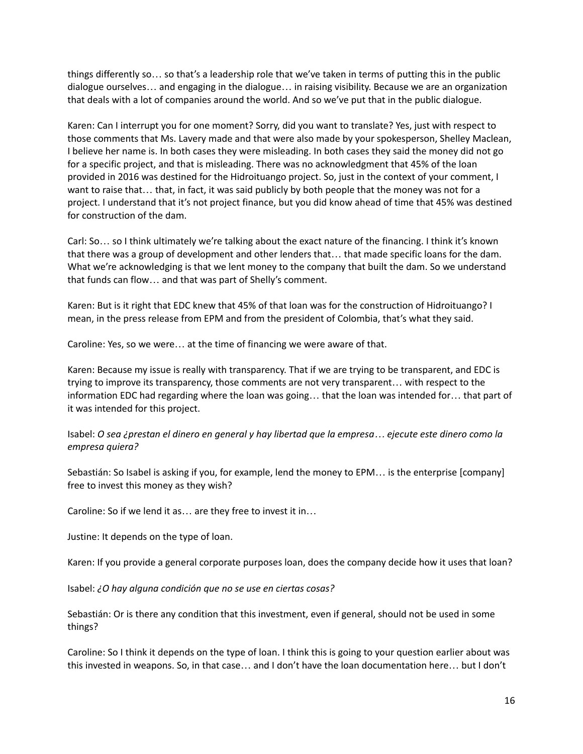things differently so… so that's a leadership role that we've taken in terms of putting this in the public dialogue ourselves… and engaging in the dialogue… in raising visibility. Because we are an organization that deals with a lot of companies around the world. And so we've put that in the public dialogue.

Karen: Can I interrupt you for one moment? Sorry, did you want to translate? Yes, just with respect to those comments that Ms. Lavery made and that were also made by your spokesperson, Shelley Maclean, I believe her name is. In both cases they were misleading. In both cases they said the money did not go for a specific project, and that is misleading. There was no acknowledgment that 45% of the loan provided in 2016 was destined for the Hidroituango project. So, just in the context of your comment, I want to raise that… that, in fact, it was said publicly by both people that the money was not for a project. I understand that it's not project finance, but you did know ahead of time that 45% was destined for construction of the dam.

Carl: So… so I think ultimately we're talking about the exact nature of the financing. I think it's known that there was a group of development and other lenders that… that made specific loans for the dam. What we're acknowledging is that we lent money to the company that built the dam. So we understand that funds can flow… and that was part of Shelly's comment.

Karen: But is it right that EDC knew that 45% of that loan was for the construction of Hidroituango? I mean, in the press release from EPM and from the president of Colombia, that's what they said.

Caroline: Yes, so we were… at the time of financing we were aware of that.

Karen: Because my issue is really with transparency. That if we are trying to be transparent, and EDC is trying to improve its transparency, those comments are not very transparent… with respect to the information EDC had regarding where the loan was going… that the loan was intended for… that part of it was intended for this project.

Isabel: *O sea ¿prestan el dinero en general y hay libertad que la empresa… ejecute este dinero como la empresa quiera?*

Sebastián: So Isabel is asking if you, for example, lend the money to EPM… is the enterprise [company] free to invest this money as they wish?

Caroline: So if we lend it as… are they free to invest it in…

Justine: It depends on the type of loan.

Karen: If you provide a general corporate purposes loan, does the company decide how it uses that loan?

Isabel: *¿O hay alguna condición que no se use en ciertas cosas?*

Sebastián: Or is there any condition that this investment, even if general, should not be used in some things?

Caroline: So I think it depends on the type of loan. I think this is going to your question earlier about was this invested in weapons. So, in that case… and I don't have the loan documentation here… but I don't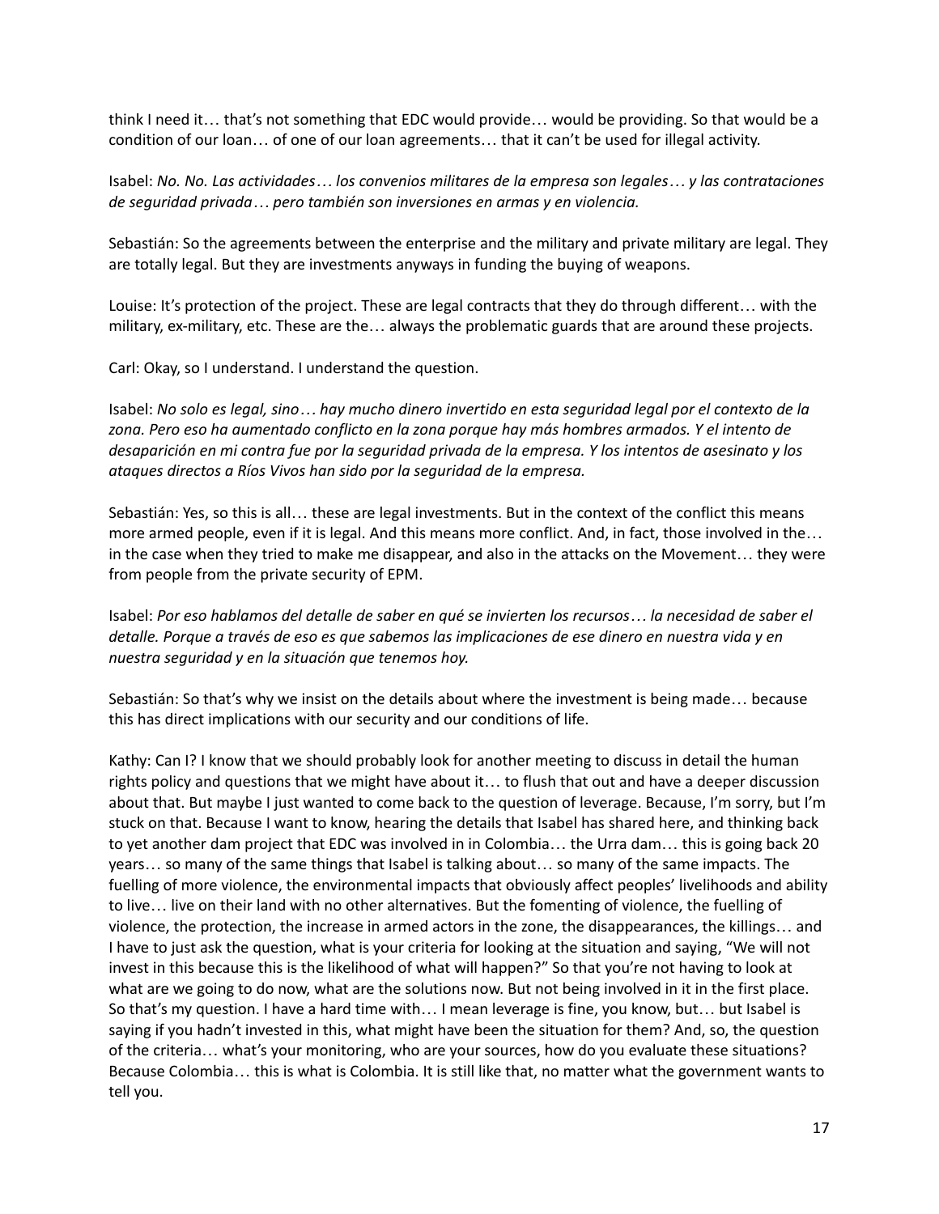think I need it… that's not something that EDC would provide… would be providing. So that would be a condition of our loan… of one of our loan agreements… that it can't be used for illegal activity.

Isabel: *No. No. Las actividades… los convenios militares de la empresa son legales… y las contrataciones de seguridad privada… pero también son inversiones en armas y en violencia.*

Sebastián: So the agreements between the enterprise and the military and private military are legal. They are totally legal. But they are investments anyways in funding the buying of weapons.

Louise: It's protection of the project. These are legal contracts that they do through different… with the military, ex-military, etc. These are the… always the problematic guards that are around these projects.

Carl: Okay, so I understand. I understand the question.

Isabel: *No solo es legal, sino… hay mucho dinero invertido en esta seguridad legal por el contexto de la zona. Pero eso ha aumentado conflicto en la zona porque hay más hombres armados. Y el intento de desaparición en mi contra fue por la seguridad privada de la empresa. Y los intentos de asesinato y los ataques directos a Ríos Vivos han sido por la seguridad de la empresa.*

Sebastián: Yes, so this is all… these are legal investments. But in the context of the conflict this means more armed people, even if it is legal. And this means more conflict. And, in fact, those involved in the… in the case when they tried to make me disappear, and also in the attacks on the Movement… they were from people from the private security of EPM.

Isabel: *Por eso hablamos del detalle de saber en qué se invierten los recursos… la necesidad de saber el detalle. Porque a través de eso es que sabemos las implicaciones de ese dinero en nuestra vida y en nuestra seguridad y en la situación que tenemos hoy.*

Sebastián: So that's why we insist on the details about where the investment is being made… because this has direct implications with our security and our conditions of life.

Kathy: Can I? I know that we should probably look for another meeting to discuss in detail the human rights policy and questions that we might have about it… to flush that out and have a deeper discussion about that. But maybe I just wanted to come back to the question of leverage. Because, I'm sorry, but I'm stuck on that. Because I want to know, hearing the details that Isabel has shared here, and thinking back to yet another dam project that EDC was involved in in Colombia… the Urra dam… this is going back 20 years… so many of the same things that Isabel is talking about… so many of the same impacts. The fuelling of more violence, the environmental impacts that obviously affect peoples' livelihoods and ability to live… live on their land with no other alternatives. But the fomenting of violence, the fuelling of violence, the protection, the increase in armed actors in the zone, the disappearances, the killings… and I have to just ask the question, what is your criteria for looking at the situation and saying, "We will not invest in this because this is the likelihood of what will happen?" So that you're not having to look at what are we going to do now, what are the solutions now. But not being involved in it in the first place. So that's my question. I have a hard time with… I mean leverage is fine, you know, but… but Isabel is saying if you hadn't invested in this, what might have been the situation for them? And, so, the question of the criteria… what's your monitoring, who are your sources, how do you evaluate these situations? Because Colombia… this is what is Colombia. It is still like that, no matter what the government wants to tell you.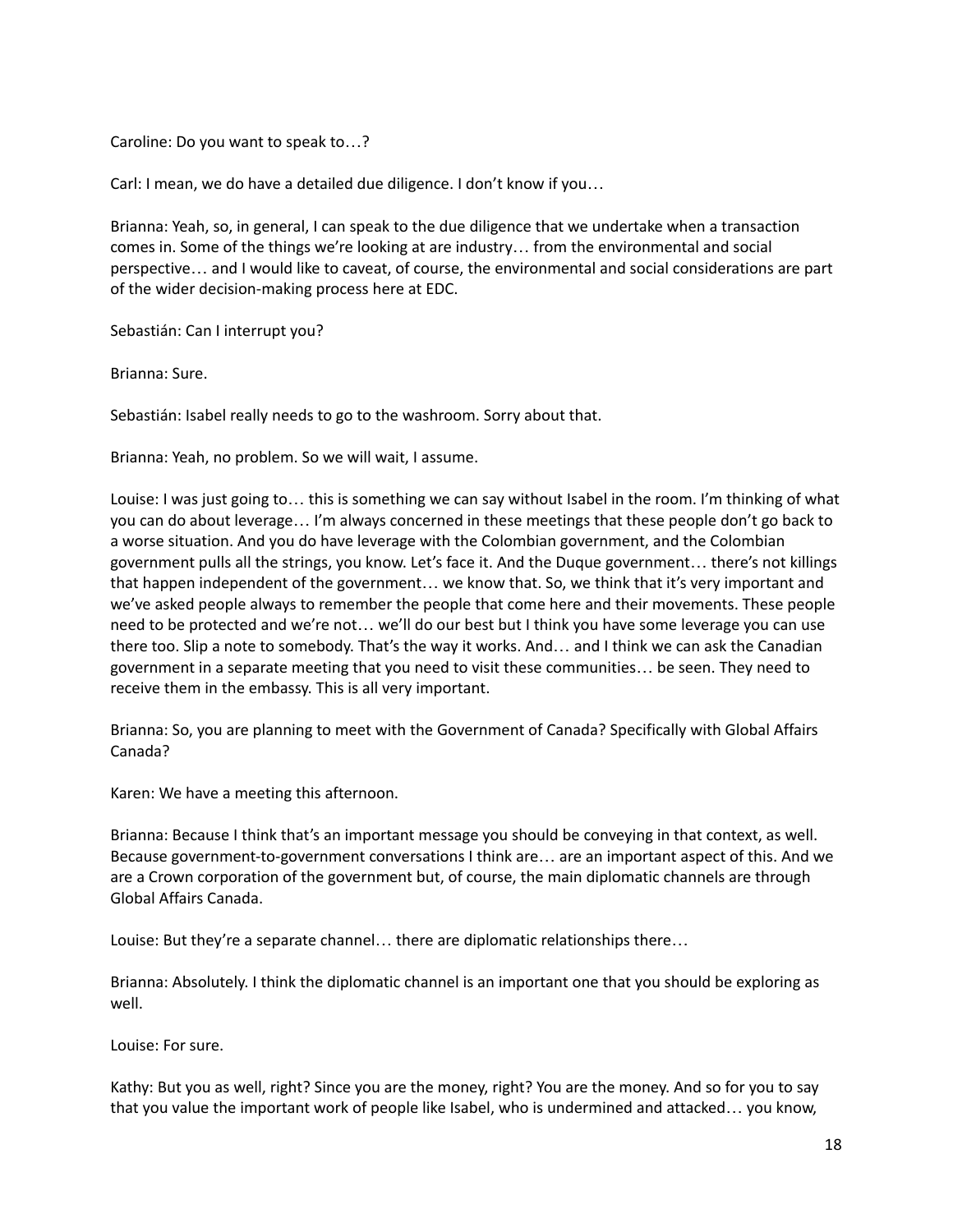Caroline: Do you want to speak to…?

Carl: I mean, we do have a detailed due diligence. I don't know if you…

Brianna: Yeah, so, in general, I can speak to the due diligence that we undertake when a transaction comes in. Some of the things we're looking at are industry… from the environmental and social perspective… and I would like to caveat, of course, the environmental and social considerations are part of the wider decision-making process here at EDC.

Sebastián: Can I interrupt you?

Brianna: Sure.

Sebastián: Isabel really needs to go to the washroom. Sorry about that.

Brianna: Yeah, no problem. So we will wait, I assume.

Louise: I was just going to… this is something we can say without Isabel in the room. I'm thinking of what you can do about leverage… I'm always concerned in these meetings that these people don't go back to a worse situation. And you do have leverage with the Colombian government, and the Colombian government pulls all the strings, you know. Let's face it. And the Duque government… there's not killings that happen independent of the government… we know that. So, we think that it's very important and we've asked people always to remember the people that come here and their movements. These people need to be protected and we're not… we'll do our best but I think you have some leverage you can use there too. Slip a note to somebody. That's the way it works. And… and I think we can ask the Canadian government in a separate meeting that you need to visit these communities… be seen. They need to receive them in the embassy. This is all very important.

Brianna: So, you are planning to meet with the Government of Canada? Specifically with Global Affairs Canada?

Karen: We have a meeting this afternoon.

Brianna: Because I think that's an important message you should be conveying in that context, as well. Because government-to-government conversations I think are… are an important aspect of this. And we are a Crown corporation of the government but, of course, the main diplomatic channels are through Global Affairs Canada.

Louise: But they're a separate channel… there are diplomatic relationships there…

Brianna: Absolutely. I think the diplomatic channel is an important one that you should be exploring as well.

Louise: For sure.

Kathy: But you as well, right? Since you are the money, right? You are the money. And so for you to say that you value the important work of people like Isabel, who is undermined and attacked… you know,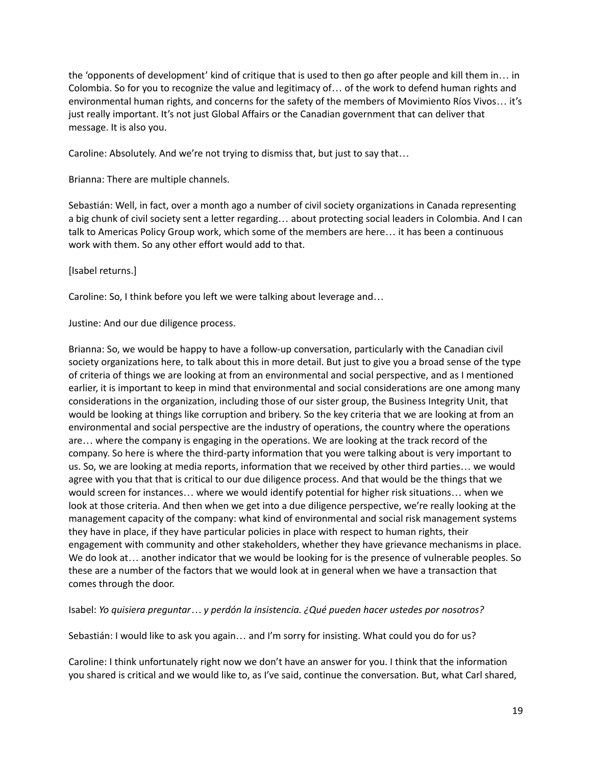the 'opponents of development' kind of critique that is used to then go after people and kill them in… in Colombia. So for you to recognize the value and legitimacy of… of the work to defend human rights and environmental human rights, and concerns for the safety of the members of Movimiento Ríos Vivos… it's just really important. It's not just Global Affairs or the Canadian government that can deliver that message. It is also you.

Caroline: Absolutely. And we're not trying to dismiss that, but just to say that…

Brianna: There are multiple channels.

Sebastián: Well, in fact, over a month ago a number of civil society organizations in Canada representing a big chunk of civil society sent a letter regarding… about protecting social leaders in Colombia. And I can talk to Americas Policy Group work, which some of the members are here… it has been a continuous work with them. So any other effort would add to that.

[Isabel returns.]

Caroline: So, I think before you left we were talking about leverage and…

Justine: And our due diligence process.

Brianna: So, we would be happy to have a follow-up conversation, particularly with the Canadian civil society organizations here, to talk about this in more detail. But just to give you a broad sense of the type of criteria of things we are looking at from an environmental and social perspective, and as I mentioned earlier, it is important to keep in mind that environmental and social considerations are one among many considerations in the organization, including those of our sister group, the Business Integrity Unit, that would be looking at things like corruption and bribery. So the key criteria that we are looking at from an environmental and social perspective are the industry of operations, the country where the operations are… where the company is engaging in the operations. We are looking at the track record of the company. So here is where the third-party information that you were talking about is very important to us. So, we are looking at media reports, information that we received by other third parties… we would agree with you that that is critical to our due diligence process. And that would be the things that we would screen for instances… where we would identify potential for higher risk situations… when we look at those criteria. And then when we get into a due diligence perspective, we're really looking at the management capacity of the company: what kind of environmental and social risk management systems they have in place, if they have particular policies in place with respect to human rights, their engagement with community and other stakeholders, whether they have grievance mechanisms in place. We do look at… another indicator that we would be looking for is the presence of vulnerable peoples. So these are a number of the factors that we would look at in general when we have a transaction that comes through the door.

Isabel: *Yo quisiera preguntar… y perdón la insistencia. ¿Qué pueden hacer ustedes por nosotros?*

Sebastián: I would like to ask you again… and I'm sorry for insisting. What could you do for us?

Caroline: I think unfortunately right now we don't have an answer for you. I think that the information you shared is critical and we would like to, as I've said, continue the conversation. But, what Carl shared,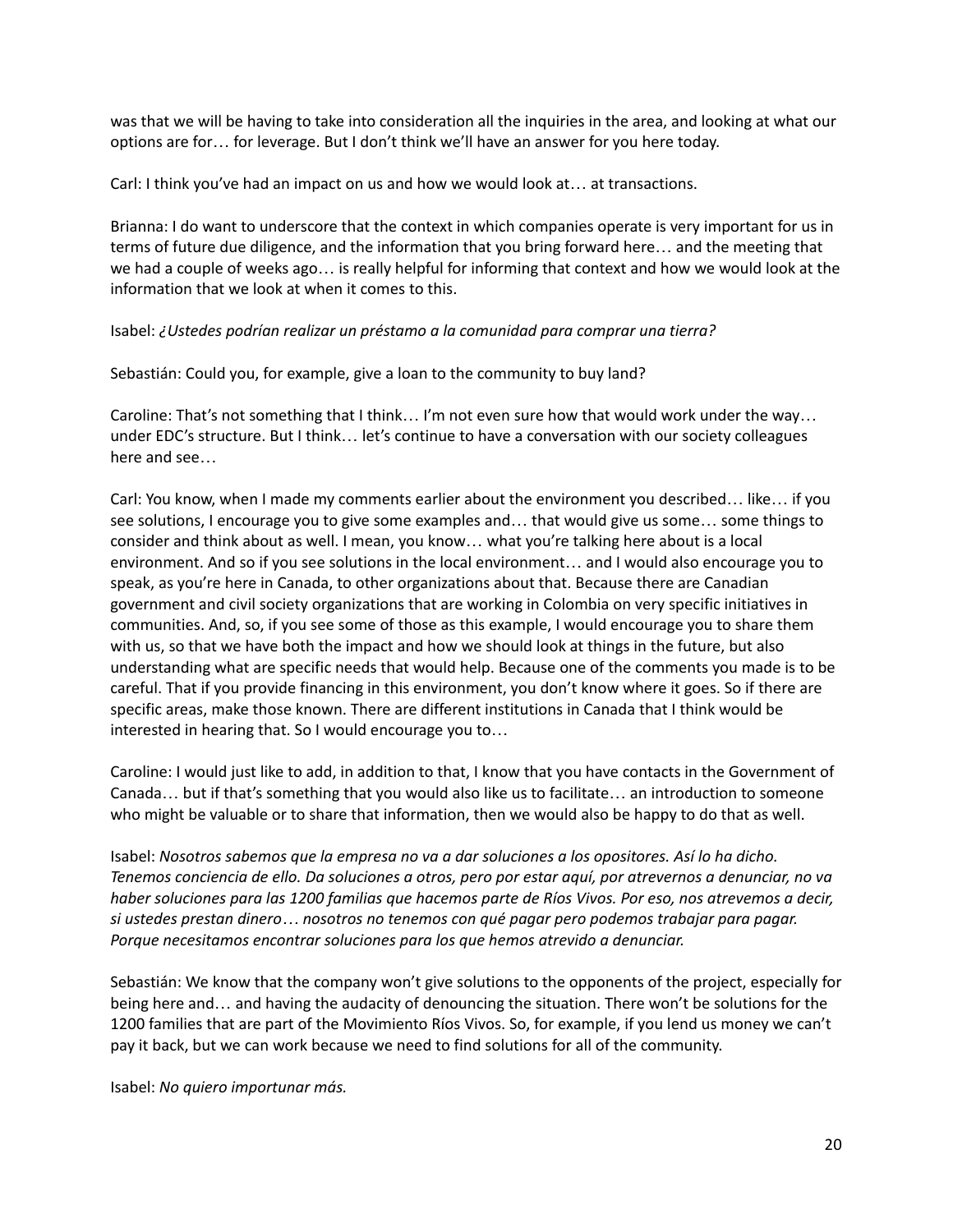was that we will be having to take into consideration all the inquiries in the area, and looking at what our options are for… for leverage. But I don't think we'll have an answer for you here today.

Carl: I think you've had an impact on us and how we would look at… at transactions.

Brianna: I do want to underscore that the context in which companies operate is very important for us in terms of future due diligence, and the information that you bring forward here… and the meeting that we had a couple of weeks ago… is really helpful for informing that context and how we would look at the information that we look at when it comes to this.

Isabel: *¿Ustedes podrían realizar un préstamo a la comunidad para comprar una tierra?*

Sebastián: Could you, for example, give a loan to the community to buy land?

Caroline: That's not something that I think… I'm not even sure how that would work under the way… under EDC's structure. But I think… let's continue to have a conversation with our society colleagues here and see…

Carl: You know, when I made my comments earlier about the environment you described… like… if you see solutions, I encourage you to give some examples and… that would give us some… some things to consider and think about as well. I mean, you know… what you're talking here about is a local environment. And so if you see solutions in the local environment… and I would also encourage you to speak, as you're here in Canada, to other organizations about that. Because there are Canadian government and civil society organizations that are working in Colombia on very specific initiatives in communities. And, so, if you see some of those as this example, I would encourage you to share them with us, so that we have both the impact and how we should look at things in the future, but also understanding what are specific needs that would help. Because one of the comments you made is to be careful. That if you provide financing in this environment, you don't know where it goes. So if there are specific areas, make those known. There are different institutions in Canada that I think would be interested in hearing that. So I would encourage you to…

Caroline: I would just like to add, in addition to that, I know that you have contacts in the Government of Canada… but if that's something that you would also like us to facilitate… an introduction to someone who might be valuable or to share that information, then we would also be happy to do that as well.

Isabel: *Nosotros sabemos que la empresa no va a dar soluciones a los opositores. Así lo ha dicho. Tenemos conciencia de ello. Da soluciones a otros, pero por estar aquí, por atrevernos a denunciar, no va haber soluciones para las 1200 familias que hacemos parte de Ríos Vivos. Por eso, nos atrevemos a decir, si ustedes prestan dinero… nosotros no tenemos con qué pagar pero podemos trabajar para pagar. Porque necesitamos encontrar soluciones para los que hemos atrevido a denunciar.*

Sebastián: We know that the company won't give solutions to the opponents of the project, especially for being here and… and having the audacity of denouncing the situation. There won't be solutions for the 1200 families that are part of the Movimiento Ríos Vivos. So, for example, if you lend us money we can't pay it back, but we can work because we need to find solutions for all of the community.

Isabel: *No quiero importunar más.*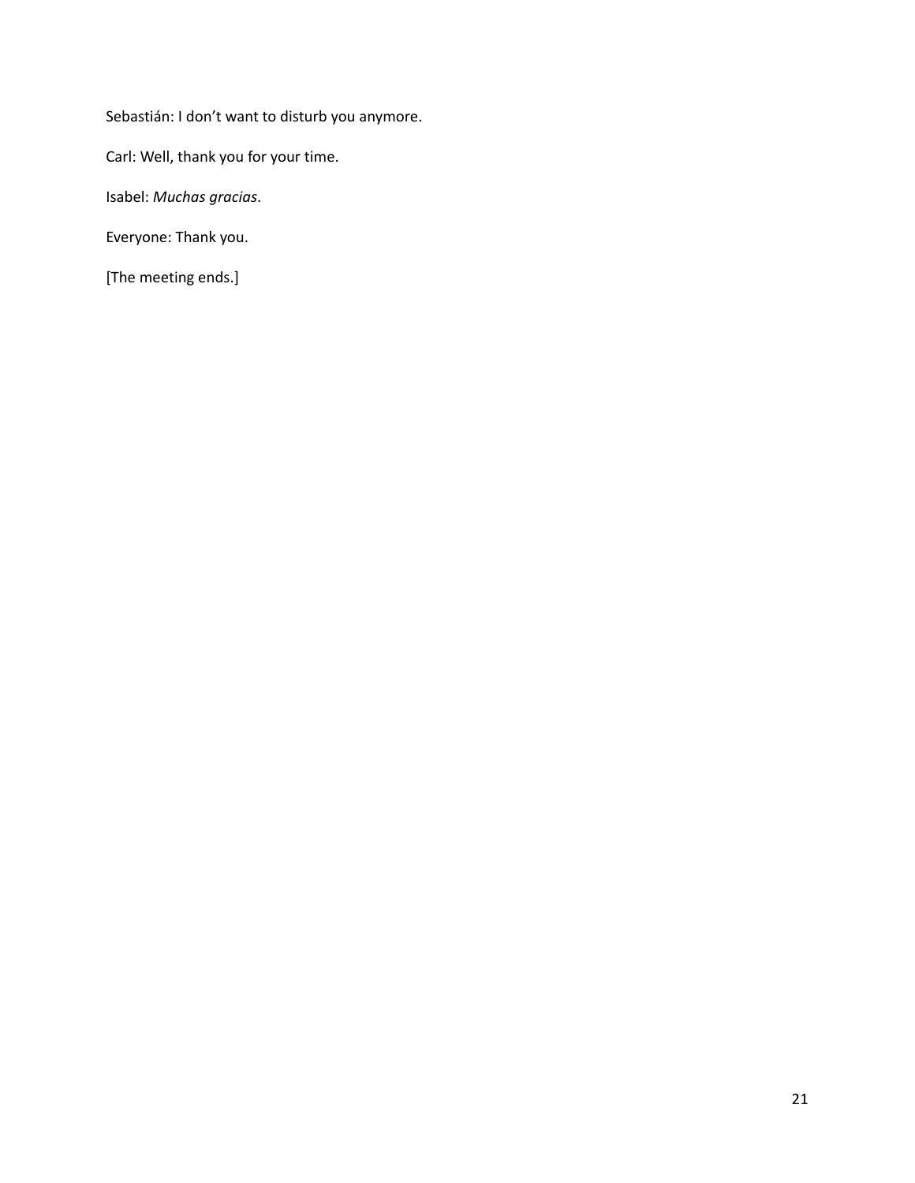Sebastián: I don't want to disturb you anymore.

Carl: Well, thank you for your time.

Isabel: *Muchas gracias*.

Everyone: Thank you.

[The meeting ends.]